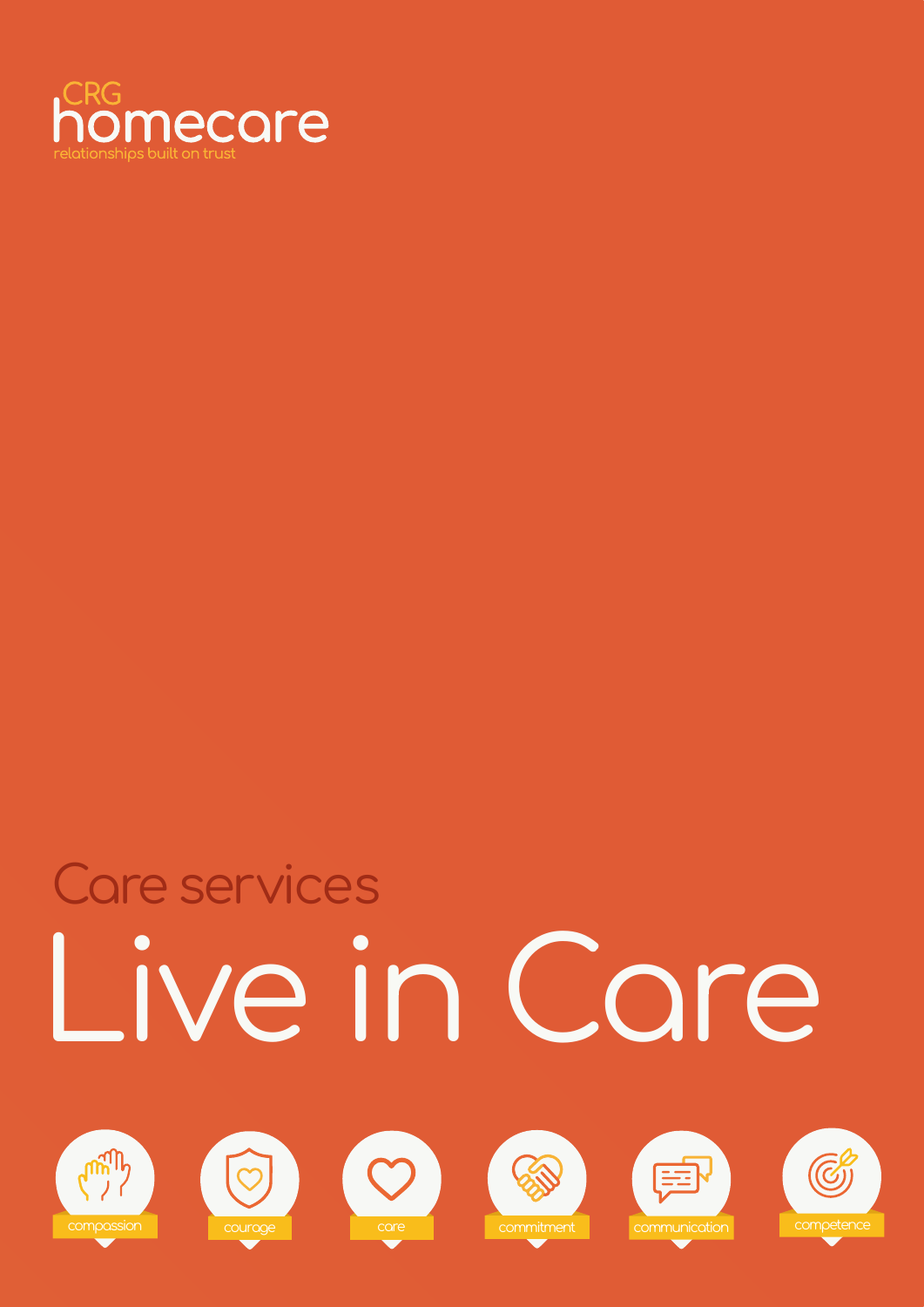CRG homecare

relationships built on trust

## Care services

# Live in Care

compassion

courage

care

commitment

communication

competence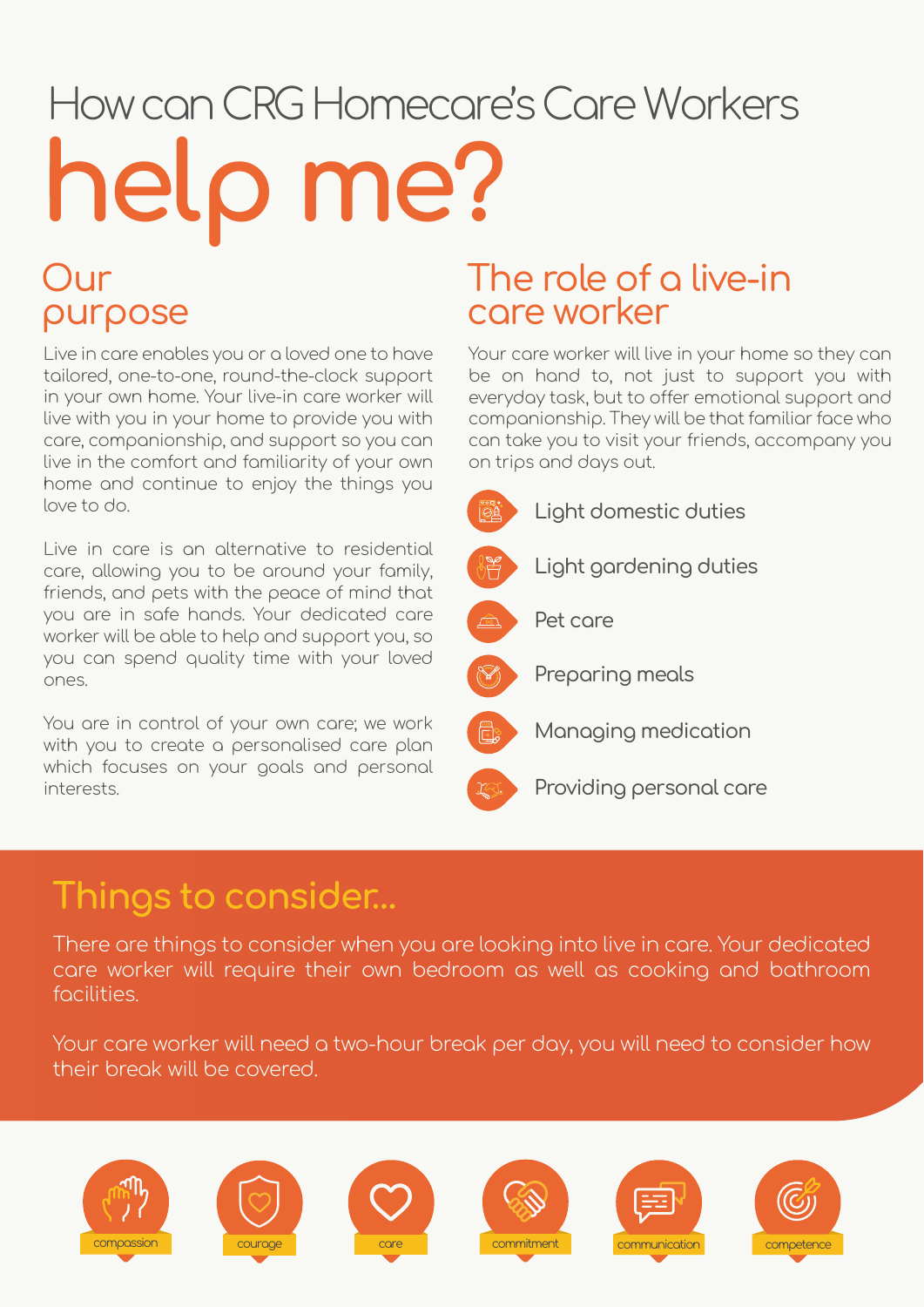# How can CRG Homecare's Care Workers help me?

## Our purpose

Live in care enables you or a loved one to have tailored, one-to-one, round-the-clock support in your own home. Your live-in care worker will live with you in your home to provide you with care, companionship, and support so you can live in the comfort and familiarity of your own home and continue to enjoy the things you love to do.

Live in care is an alternative to residential care, allowing you to be around your family, friends, and pets with the peace of mind that you are in safe hands. Your dedicated care worker will be able to help and support you, so you can spend quality time with your loved ones.

You are in control of your own care; we work with you to create a personalised care plan which focuses on your goals and personal interests.

## The role of a live-in care worker

Your care worker will live in your home so they can be on hand to, not just to support you with everyday task, but to offer emotional support and companionship. They will be that familiar face who can take you to visit your friends, accompany you on trips and days out.

- Light domestic duties
- Light gardening duties
- Pet care
- Preparing meals
- Managing medication
- Providing personal care

## Things to consider...

There are things to consider when you are looking into live in care. Your dedicated care worker will require their own bedroom as well as cooking and bathroom facilities.

Your care worker will need a two-hour break per day, you will need to consider how their break will be covered.

compassion · courage · care · commitment · communication · competence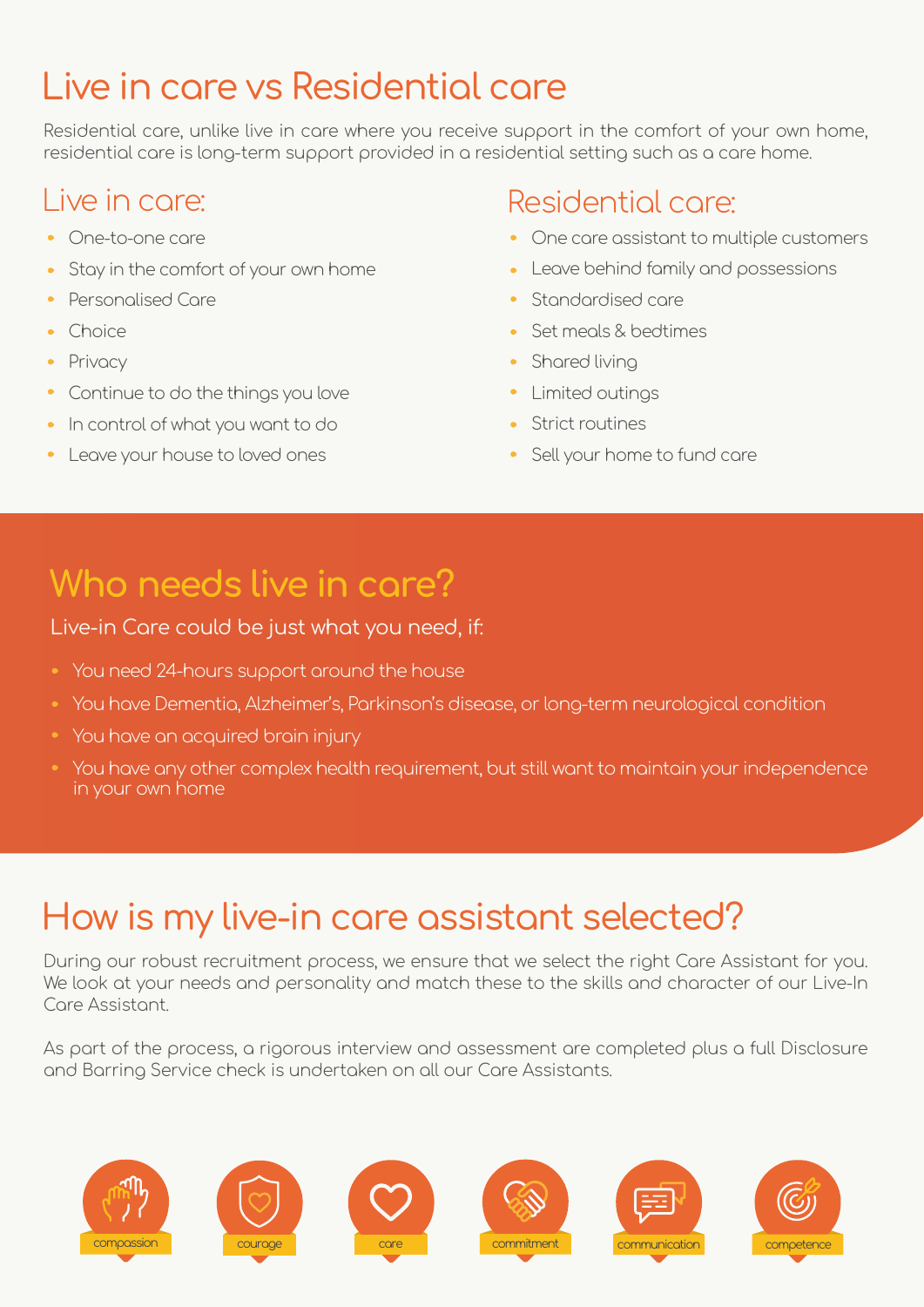# Live in care vs Residential care

Residential care, unlike live in care where you receive support in the comfort of your own home, residential care is long-term support provided in a residential setting such as a care home.

## Live in care:

- One-to-one care
- Stay in the comfort of your own home
- Personalised Care
- Choice
- Privacy
- Continue to do the things you love
- In control of what you want to do
- Leave your house to loved ones

## Residential care:

- One care assistant to multiple customers
- Leave behind family and possessions
- Standardised care
- Set meals & bedtimes
- Shared living
- Limited outings
- Strict routines
- Sell your home to fund care

# Who needs live in care?

Live-in Care could be just what you need, if:

- You need 24-hours support around the house
- You have Dementia, Alzheimer's, Parkinson's disease, or long-term neurological condition
- You have an acquired brain injury
- You have any other complex health requirement, but still want to maintain your independence in your own home

# How is my live-in care assistant selected?

During our robust recruitment process, we ensure that we select the right Care Assistant for you. We look at your needs and personality and match these to the skills and character of our Live-In Care Assistant.

As part of the process, a rigorous interview and assessment are completed plus a full Disclosure and Barring Service check is undertaken on all our Care Assistants.

compassion · courage · care · commitment · communication · competence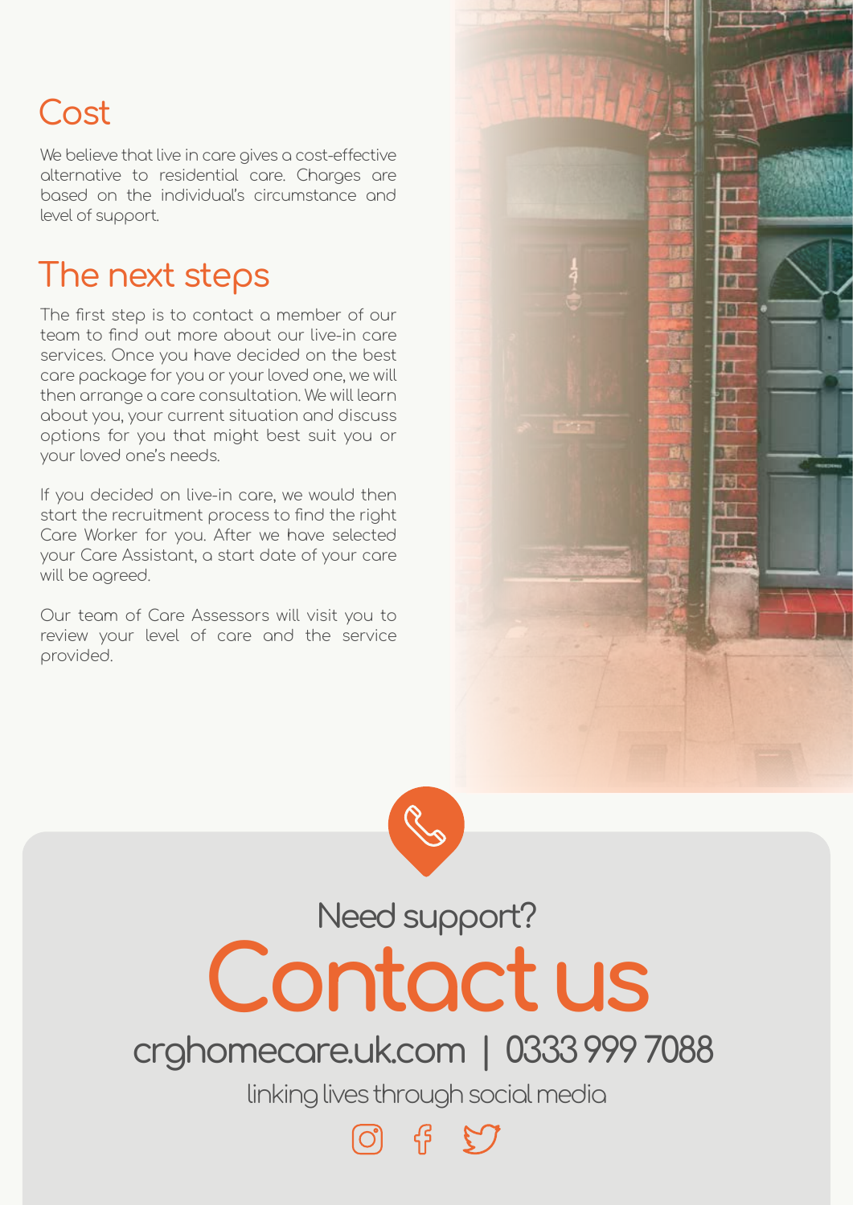## Cost

We believe that live in care gives a cost-effective alternative to residential care. Charges are based on the individual's circumstance and level of support.

## The next steps

The first step is to contact a member of our team to find out more about our live-in care services. Once you have decided on the best care package for you or your loved one, we will then arrange a care consultation. We will learn about you, your current situation and discuss options for you that might best suit you or your loved one's needs.

If you decided on live-in care, we would then start the recruitment process to find the right Care Worker for you. After we have selected your Care Assistant, a start date of your care will be agreed.

Our team of Care Assessors will visit you to review your level of care and the service provided.

Need support?

# Contact us

crghomecare.uk.com | 0333 999 7088

linking lives through social media